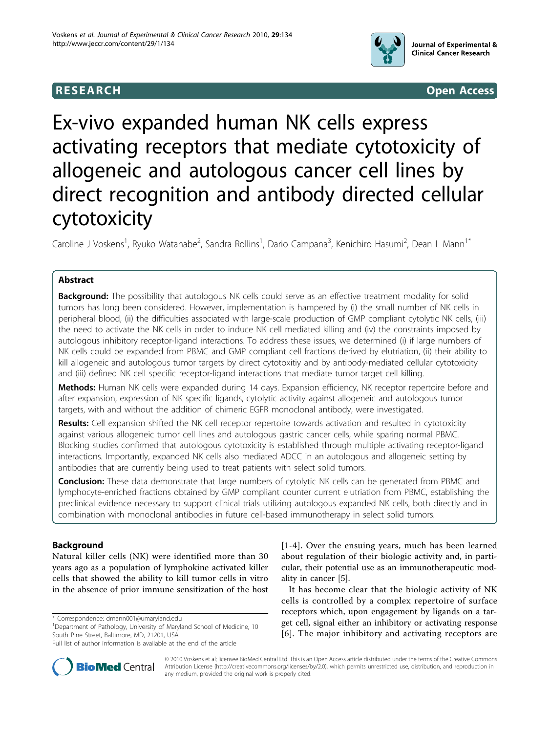RESEARCH Open Access

# Ex-vivo expanded human NK cells express activating receptors that mediate cytotoxicity of allogeneic and autologous cancer cell lines by direct recognition and antibody directed cellular cytotoxicity

Caroline J Voskens[1], Ryuko Watanabe[2], Sandra Rollins[1], Dario Campana[3], Kenichiro Hasumi[2], Dean L Mann[1*]

## Abstract

**Background:** The possibility that autologous NK cells could serve as an effective treatment modality for solid tumors has long been considered. However, implementation is hampered by (i) the small number of NK cells in peripheral blood, (ii) the difficulties associated with large-scale production of GMP compliant cytolytic NK cells, (iii) the need to activate the NK cells in order to induce NK cell mediated killing and (iv) the constraints imposed by autologous inhibitory receptor-ligand interactions. To address these issues, we determined (i) if large numbers of NK cells could be expanded from PBMC and GMP compliant cell fractions derived by elutriation, (ii) their ability to kill allogeneic and autologous tumor targets by direct cytotoxitiy and by antibody-mediated cellular cytotoxicity and (iii) defined NK cell specific receptor-ligand interactions that mediate tumor target cell killing.

**Methods:** Human NK cells were expanded during 14 days. Expansion efficiency, NK receptor repertoire before and after expansion, expression of NK specific ligands, cytolytic activity against allogeneic and autologous tumor targets, with and without the addition of chimeric EGFR monoclonal antibody, were investigated.

**Results:** Cell expansion shifted the NK cell receptor repertoire towards activation and resulted in cytotoxicity against various allogeneic tumor cell lines and autologous gastric cancer cells, while sparing normal PBMC. Blocking studies confirmed that autologous cytotoxicity is established through multiple activating receptor-ligand interactions. Importantly, expanded NK cells also mediated ADCC in an autologous and allogeneic setting by antibodies that are currently being used to treat patients with select solid tumors.

**Conclusion:** These data demonstrate that large numbers of cytolytic NK cells can be generated from PBMC and lymphocyte-enriched fractions obtained by GMP compliant counter current elutriation from PBMC, establishing the preclinical evidence necessary to support clinical trials utilizing autologous expanded NK cells, both directly and in combination with monoclonal antibodies in future cell-based immunotherapy in select solid tumors.

## Background

Natural killer cells (NK) were identified more than 30 years ago as a population of lymphokine activated killer cells that showed the ability to kill tumor cells in vitro in the absence of prior immune sensitization of the host [1-4]. Over the ensuing years, much has been learned about regulation of their biologic activity and, in particular, their potential use as an immunotherapeutic modality in cancer [5].

It has become clear that the biologic activity of NK cells is controlled by a complex repertoire of surface receptors which, upon engagement by ligands on a target cell, signal either an inhibitory or activating response [6]. The major inhibitory and activating receptors are

\* Correspondence: dmann001@umaryland.edu

[1]Department of Pathology, University of Maryland School of Medicine, 10 South Pine Street, Baltimore, MD, 21201, USA

Full list of author information is available at the end of the article

© 2010 Voskens et al; licensee BioMed Central Ltd. This is an Open Access article distributed under the terms of the Creative Commons Attribution License (http://creativecommons.org/licenses/by/2.0), which permits unrestricted use, distribution, and reproduction in any medium, provided the original work is properly cited.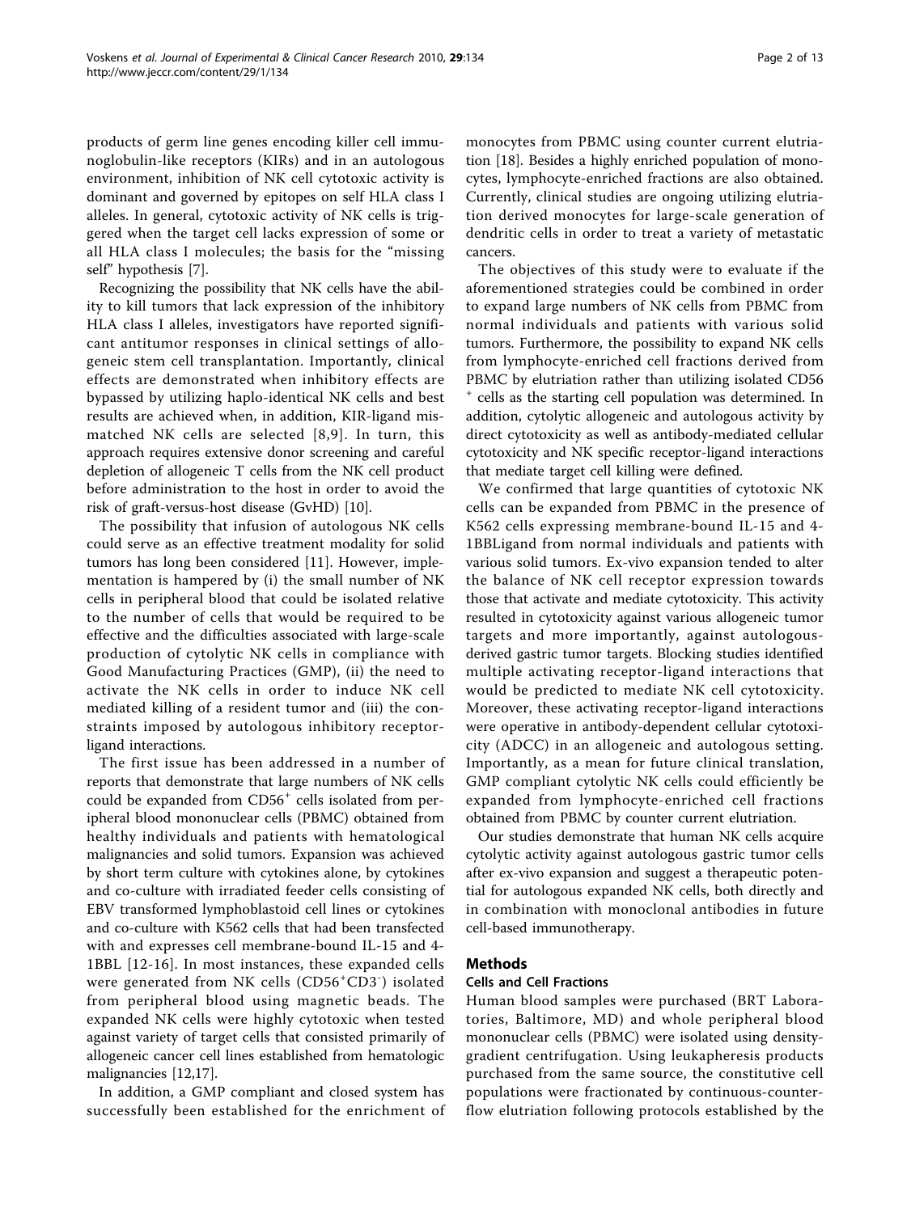products of germ line genes encoding killer cell immunoglobulin-like receptors (KIRs) and in an autologous environment, inhibition of NK cell cytotoxic activity is dominant and governed by epitopes on self HLA class I alleles. In general, cytotoxic activity of NK cells is triggered when the target cell lacks expression of some or all HLA class I molecules; the basis for the "missing self" hypothesis [7].

Recognizing the possibility that NK cells have the ability to kill tumors that lack expression of the inhibitory HLA class I alleles, investigators have reported significant antitumor responses in clinical settings of allogeneic stem cell transplantation. Importantly, clinical effects are demonstrated when inhibitory effects are bypassed by utilizing haplo-identical NK cells and best results are achieved when, in addition, KIR-ligand mismatched NK cells are selected [8,9]. In turn, this approach requires extensive donor screening and careful depletion of allogeneic T cells from the NK cell product before administration to the host in order to avoid the risk of graft-versus-host disease (GvHD) [10].

The possibility that infusion of autologous NK cells could serve as an effective treatment modality for solid tumors has long been considered [11]. However, implementation is hampered by (i) the small number of NK cells in peripheral blood that could be isolated relative to the number of cells that would be required to be effective and the difficulties associated with large-scale production of cytolytic NK cells in compliance with Good Manufacturing Practices (GMP), (ii) the need to activate the NK cells in order to induce NK cell mediated killing of a resident tumor and (iii) the constraints imposed by autologous inhibitory receptor-ligand interactions.

The first issue has been addressed in a number of reports that demonstrate that large numbers of NK cells could be expanded from $CD56^+$ cells isolated from peripheral blood mononuclear cells (PBMC) obtained from healthy individuals and patients with hematological malignancies and solid tumors. Expansion was achieved by short term culture with cytokines alone, by cytokines and co-culture with irradiated feeder cells consisting of EBV transformed lymphoblastoid cell lines or cytokines and co-culture with K562 cells that had been transfected with and expresses cell membrane-bound IL-15 and 4-1BBL [12-16]. In most instances, these expanded cells were generated from NK cells ($CD56^+CD3^-$) isolated from peripheral blood using magnetic beads. The expanded NK cells were highly cytotoxic when tested against variety of target cells that consisted primarily of allogeneic cancer cell lines established from hematologic malignancies [12,17].

In addition, a GMP compliant and closed system has successfully been established for the enrichment of monocytes from PBMC using counter current elutriation [18]. Besides a highly enriched population of monocytes, lymphocyte-enriched fractions are also obtained. Currently, clinical studies are ongoing utilizing elutriation derived monocytes for large-scale generation of dendritic cells in order to treat a variety of metastatic cancers.

The objectives of this study were to evaluate if the aforementioned strategies could be combined in order to expand large numbers of NK cells from PBMC from normal individuals and patients with various solid tumors. Furthermore, the possibility to expand NK cells from lymphocyte-enriched cell fractions derived from PBMC by elutriation rather than utilizing isolated $CD56^+$ cells as the starting cell population was determined. In addition, cytolytic allogeneic and autologous activity by direct cytotoxicity as well as antibody-mediated cellular cytotoxicity and NK specific receptor-ligand interactions that mediate target cell killing were defined.

We confirmed that large quantities of cytotoxic NK cells can be expanded from PBMC in the presence of K562 cells expressing membrane-bound IL-15 and 4-1BBLigand from normal individuals and patients with various solid tumors. Ex-vivo expansion tended to alter the balance of NK cell receptor expression towards those that activate and mediate cytotoxicity. This activity resulted in cytotoxicity against various allogeneic tumor targets and more importantly, against autologous-derived gastric tumor targets. Blocking studies identified multiple activating receptor-ligand interactions that would be predicted to mediate NK cell cytotoxicity. Moreover, these activating receptor-ligand interactions were operative in antibody-dependent cellular cytotoxicity (ADCC) in an allogeneic and autologous setting. Importantly, as a mean for future clinical translation, GMP compliant cytolytic NK cells could efficiently be expanded from lymphocyte-enriched cell fractions obtained from PBMC by counter current elutriation.

Our studies demonstrate that human NK cells acquire cytolytic activity against autologous gastric tumor cells after ex-vivo expansion and suggest a therapeutic potential for autologous expanded NK cells, both directly and in combination with monoclonal antibodies in future cell-based immunotherapy.

## Methods

### Cells and Cell Fractions

Human blood samples were purchased (BRT Laboratories, Baltimore, MD) and whole peripheral blood mononuclear cells (PBMC) were isolated using density-gradient centrifugation. Using leukapheresis products purchased from the same source, the constitutive cell populations were fractionated by continuous-counter-flow elutriation following protocols established by the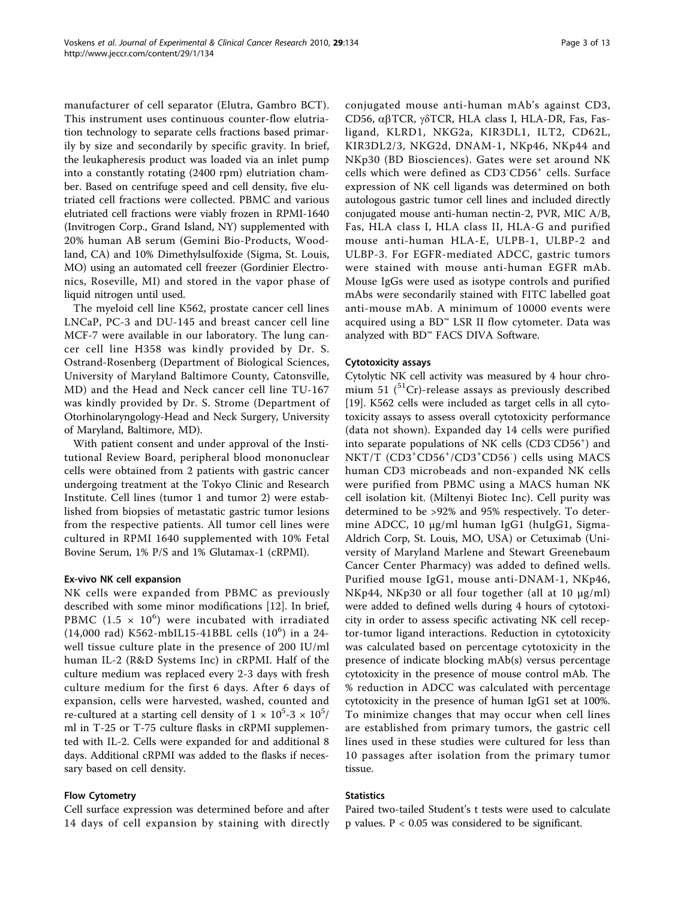manufacturer of cell separator (Elutra, Gambro BCT). This instrument uses continuous counter-flow elutriation technology to separate cells fractions based primarily by size and secondarily by specific gravity. In brief, the leukapheresis product was loaded via an inlet pump into a constantly rotating (2400 rpm) elutriation chamber. Based on centrifuge speed and cell density, five elutriated cell fractions were collected. PBMC and various elutriated cell fractions were viably frozen in RPMI-1640 (Invitrogen Corp., Grand Island, NY) supplemented with 20% human AB serum (Gemini Bio-Products, Woodland, CA) and 10% Dimethylsulfoxide (Sigma, St. Louis, MO) using an automated cell freezer (Gordinier Electronics, Roseville, MI) and stored in the vapor phase of liquid nitrogen until used.

The myeloid cell line K562, prostate cancer cell lines LNCaP, PC-3 and DU-145 and breast cancer cell line MCF-7 were available in our laboratory. The lung cancer cell line H358 was kindly provided by Dr. S. Ostrand-Rosenberg (Department of Biological Sciences, University of Maryland Baltimore County, Catonsville, MD) and the Head and Neck cancer cell line TU-167 was kindly provided by Dr. S. Strome (Department of Otorhinolaryngology-Head and Neck Surgery, University of Maryland, Baltimore, MD).

With patient consent and under approval of the Institutional Review Board, peripheral blood mononuclear cells were obtained from 2 patients with gastric cancer undergoing treatment at the Tokyo Clinic and Research Institute. Cell lines (tumor 1 and tumor 2) were established from biopsies of metastatic gastric tumor lesions from the respective patients. All tumor cell lines were cultured in RPMI 1640 supplemented with 10% Fetal Bovine Serum, 1% P/S and 1% Glutamax-1 (cRPMI).

#### Ex-vivo NK cell expansion

NK cells were expanded from PBMC as previously described with some minor modifications [12]. In brief, PBMC ($1.5 \times 10^6$) were incubated with irradiated (14,000 rad) K562-mbIL15-41BBL cells ($10^6$) in a 24-well tissue culture plate in the presence of 200 IU/ml human IL-2 (R&D Systems Inc) in cRPMI. Half of the culture medium was replaced every 2-3 days with fresh culture medium for the first 6 days. After 6 days of expansion, cells were harvested, washed, counted and re-cultured at a starting cell density of $1 \times 10^5$-$3 \times 10^5$/ml in T-25 or T-75 culture flasks in cRPMI supplemented with IL-2. Cells were expanded for and additional 8 days. Additional cRPMI was added to the flasks if necessary based on cell density.

#### Flow Cytometry

Cell surface expression was determined before and after 14 days of cell expansion by staining with directly conjugated mouse anti-human mAb's against CD3, CD56, αβTCR, γδTCR, HLA class I, HLA-DR, Fas, Fas-ligand, KLRD1, NKG2a, KIR3DL1, ILT2, CD62L, KIR3DL2/3, NKG2d, DNAM-1, NKp46, NKp44 and NKp30 (BD Biosciences). Gates were set around NK cells which were defined as $CD3^-CD56^+$ cells. Surface expression of NK cell ligands was determined on both autologous gastric tumor cell lines and included directly conjugated mouse anti-human nectin-2, PVR, MIC A/B, Fas, HLA class I, HLA class II, HLA-G and purified mouse anti-human HLA-E, ULPB-1, ULBP-2 and ULBP-3. For EGFR-mediated ADCC, gastric tumors were stained with mouse anti-human EGFR mAb. Mouse IgGs were used as isotype controls and purified mAbs were secondarily stained with FITC labelled goat anti-mouse mAb. A minimum of 10000 events were acquired using a BD™ LSR II flow cytometer. Data was analyzed with BD™ FACS DIVA Software.

#### Cytotoxicity assays

Cytolytic NK cell activity was measured by 4 hour chromium 51 ($^{51}$Cr)-release assays as previously described [19]. K562 cells were included as target cells in all cytotoxicity assays to assess overall cytotoxicity performance (data not shown). Expanded day 14 cells were purified into separate populations of NK cells ($CD3^-CD56^+$) and NKT/T ($CD3^+CD56^+$/$CD3^+CD56^-$) cells using MACS human CD3 microbeads and non-expanded NK cells were purified from PBMC using a MACS human NK cell isolation kit. (Miltenyi Biotec Inc). Cell purity was determined to be >92% and 95% respectively. To determine ADCC, 10 μg/ml human IgG1 (huIgG1, Sigma-Aldrich Corp, St. Louis, MO, USA) or Cetuximab (University of Maryland Marlene and Stewart Greenebaum Cancer Center Pharmacy) was added to defined wells. Purified mouse IgG1, mouse anti-DNAM-1, NKp46, NKp44, NKp30 or all four together (all at 10 μg/ml) were added to defined wells during 4 hours of cytotoxicity in order to assess specific activating NK cell receptor-tumor ligand interactions. Reduction in cytotoxicity was calculated based on percentage cytotoxicity in the presence of indicate blocking mAb(s) versus percentage cytotoxicity in the presence of mouse control mAb. The % reduction in ADCC was calculated with percentage cytotoxicity in the presence of human IgG1 set at 100%. To minimize changes that may occur when cell lines are established from primary tumors, the gastric cell lines used in these studies were cultured for less than 10 passages after isolation from the primary tumor tissue.

#### Statistics

Paired two-tailed Student's t tests were used to calculate p values. $P < 0.05$ was considered to be significant.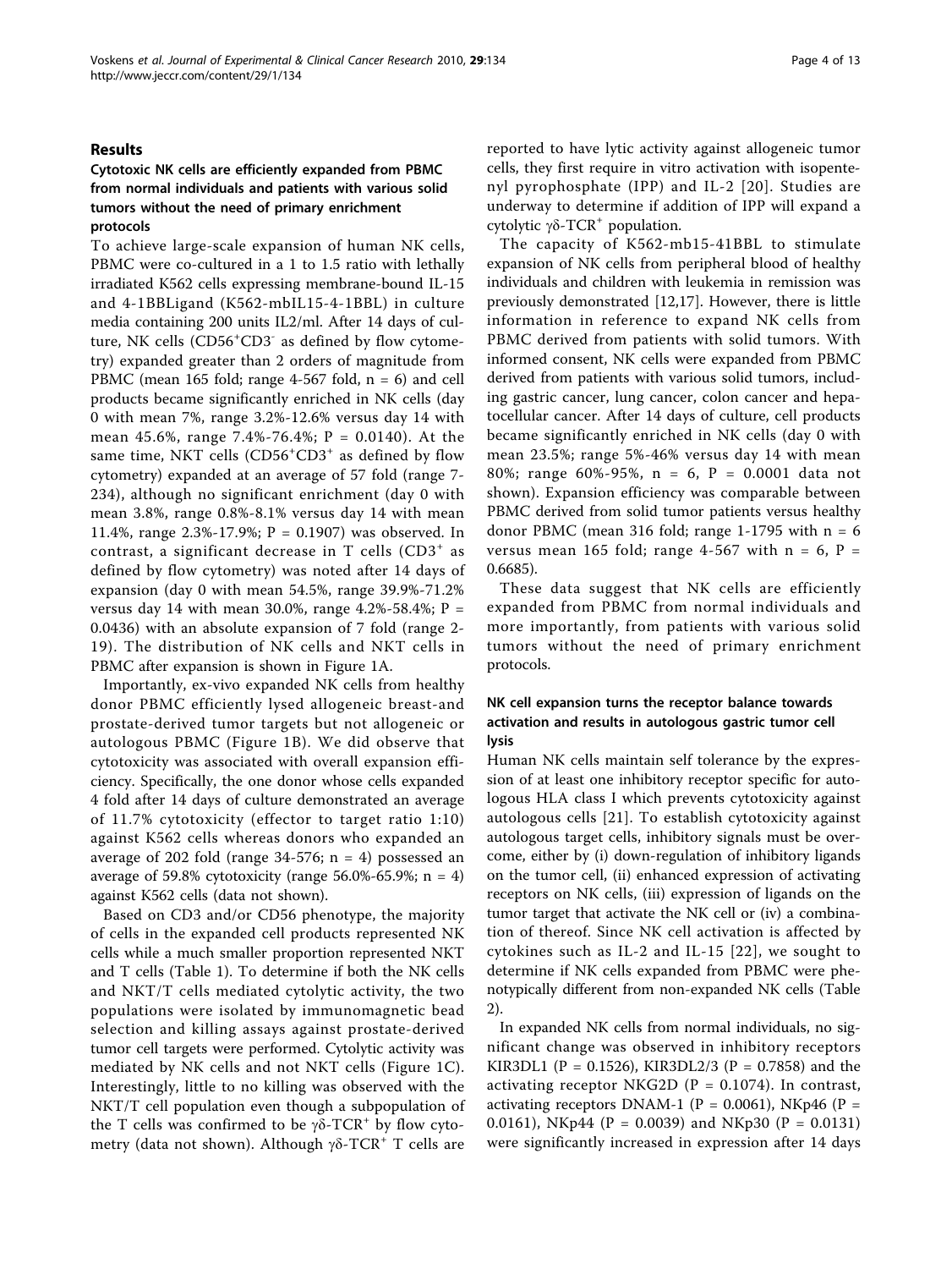## Results

### Cytotoxic NK cells are efficiently expanded from PBMC from normal individuals and patients with various solid tumors without the need of primary enrichment protocols

To achieve large-scale expansion of human NK cells, PBMC were co-cultured in a 1 to 1.5 ratio with lethally irradiated K562 cells expressing membrane-bound IL-15 and 4-1BBLigand (K562-mbIL15-4-1BBL) in culture media containing 200 units IL2/ml. After 14 days of culture, NK cells ($CD56^{+}CD3^{-}$ as defined by flow cytometry) expanded greater than 2 orders of magnitude from PBMC (mean 165 fold; range 4-567 fold, n = 6) and cell products became significantly enriched in NK cells (day 0 with mean 7%, range 3.2%-12.6% versus day 14 with mean 45.6%, range 7.4%-76.4%; P = 0.0140). At the same time, NKT cells ($CD56^{+}CD3^{+}$ as defined by flow cytometry) expanded at an average of 57 fold (range 7-234), although no significant enrichment (day 0 with mean 3.8%, range 0.8%-8.1% versus day 14 with mean 11.4%, range 2.3%-17.9%; P = 0.1907) was observed. In contrast, a significant decrease in T cells ($CD3^{+}$ as defined by flow cytometry) was noted after 14 days of expansion (day 0 with mean 54.5%, range 39.9%-71.2% versus day 14 with mean 30.0%, range 4.2%-58.4%; P = 0.0436) with an absolute expansion of 7 fold (range 2-19). The distribution of NK cells and NKT cells in PBMC after expansion is shown in Figure 1A.

Importantly, ex-vivo expanded NK cells from healthy donor PBMC efficiently lysed allogeneic breast-and prostate-derived tumor targets but not allogeneic or autologous PBMC (Figure 1B). We did observe that cytotoxicity was associated with overall expansion efficiency. Specifically, the one donor whose cells expanded 4 fold after 14 days of culture demonstrated an average of 11.7% cytotoxicity (effector to target ratio 1:10) against K562 cells whereas donors who expanded an average of 202 fold (range 34-576; n = 4) possessed an average of 59.8% cytotoxicity (range 56.0%-65.9%; n = 4) against K562 cells (data not shown).

Based on CD3 and/or CD56 phenotype, the majority of cells in the expanded cell products represented NK cells while a much smaller proportion represented NKT and T cells (Table 1). To determine if both the NK cells and NKT/T cells mediated cytolytic activity, the two populations were isolated by immunomagnetic bead selection and killing assays against prostate-derived tumor cell targets were performed. Cytolytic activity was mediated by NK cells and not NKT cells (Figure 1C). Interestingly, little to no killing was observed with the NKT/T cell population even though a subpopulation of the T cells was confirmed to be $\gamma\delta$-$TCR^{+}$ by flow cytometry (data not shown). Although $\gamma\delta$-$TCR^{+}$ T cells are reported to have lytic activity against allogeneic tumor cells, they first require in vitro activation with isopentenyl pyrophosphate (IPP) and IL-2 [20]. Studies are underway to determine if addition of IPP will expand a cytolytic $\gamma\delta$-$TCR^{+}$ population.

The capacity of K562-mb15-41BBL to stimulate expansion of NK cells from peripheral blood of healthy individuals and children with leukemia in remission was previously demonstrated [12,17]. However, there is little information in reference to expand NK cells from PBMC derived from patients with solid tumors. With informed consent, NK cells were expanded from PBMC derived from patients with various solid tumors, including gastric cancer, lung cancer, colon cancer and hepatocellular cancer. After 14 days of culture, cell products became significantly enriched in NK cells (day 0 with mean 23.5%; range 5%-46% versus day 14 with mean 80%; range 60%-95%, n = 6, P = 0.0001 data not shown). Expansion efficiency was comparable between PBMC derived from solid tumor patients versus healthy donor PBMC (mean 316 fold; range 1-1795 with n = 6 versus mean 165 fold; range 4-567 with n = 6, P = 0.6685).

These data suggest that NK cells are efficiently expanded from PBMC from normal individuals and more importantly, from patients with various solid tumors without the need of primary enrichment protocols.

### NK cell expansion turns the receptor balance towards activation and results in autologous gastric tumor cell lysis

Human NK cells maintain self tolerance by the expression of at least one inhibitory receptor specific for autologous HLA class I which prevents cytotoxicity against autologous cells [21]. To establish cytotoxicity against autologous target cells, inhibitory signals must be overcome, either by (i) down-regulation of inhibitory ligands on the tumor cell, (ii) enhanced expression of activating receptors on NK cells, (iii) expression of ligands on the tumor target that activate the NK cell or (iv) a combination of thereof. Since NK cell activation is affected by cytokines such as IL-2 and IL-15 [22], we sought to determine if NK cells expanded from PBMC were phenotypically different from non-expanded NK cells (Table 2).

In expanded NK cells from normal individuals, no significant change was observed in inhibitory receptors KIR3DL1 (P = 0.1526), KIR3DL2/3 (P = 0.7858) and the activating receptor NKG2D (P = 0.1074). In contrast, activating receptors DNAM-1 (P = 0.0061), NKp46 (P = 0.0161), NKp44 (P = 0.0039) and NKp30 (P = 0.0131) were significantly increased in expression after 14 days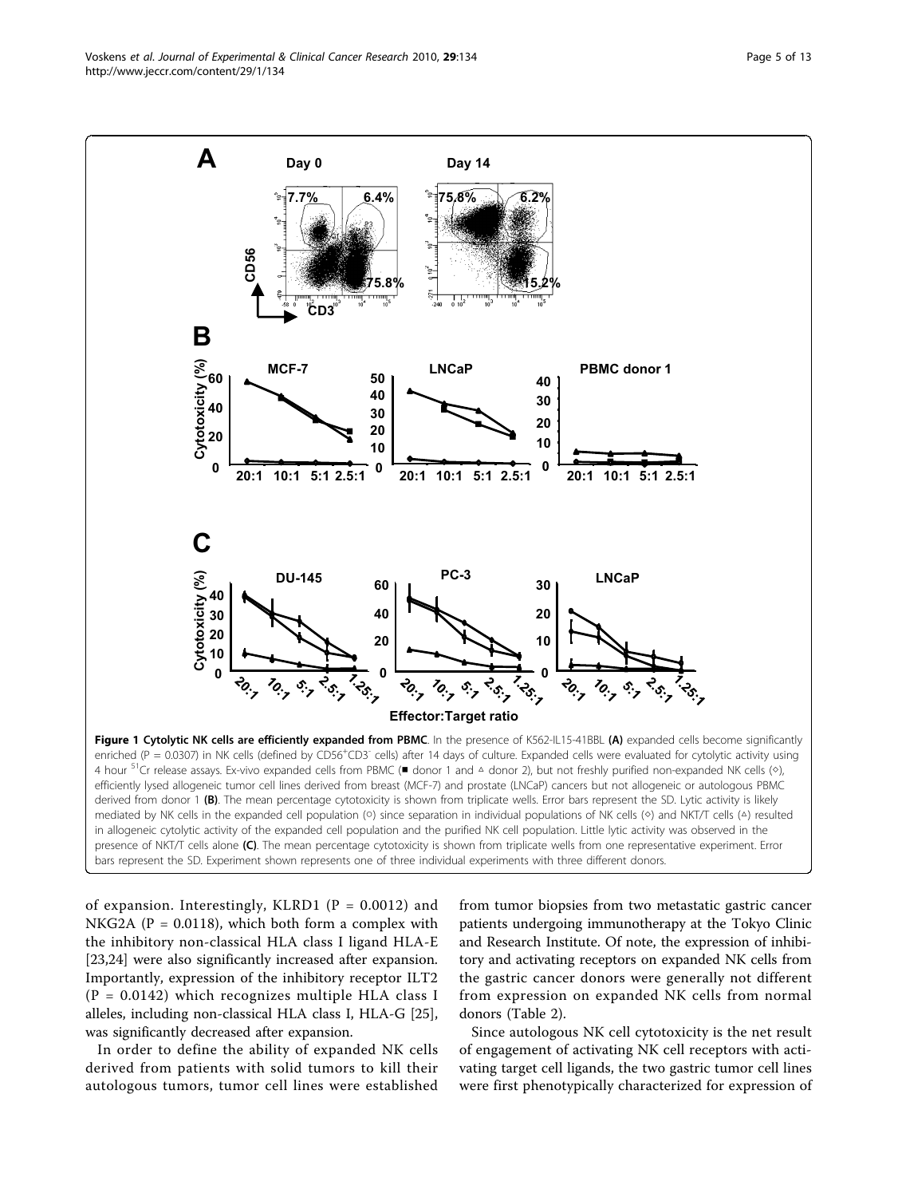**Figure 1 Cytolytic NK cells are efficiently expanded from PBMC**. In the presence of K562-IL15-41BBL **(A)** expanded cells become significantly enriched (P = 0.0307) in NK cells (defined by $CD56^{+}CD3^{-}$ cells) after 14 days of culture. Expanded cells were evaluated for cytolytic activity using 4 hour $^{51}Cr$ release assays. Ex-vivo expanded cells from PBMC (■ donor 1 and ▵ donor 2), but not freshly purified non-expanded NK cells (◇), efficiently lysed allogeneic tumor cell lines derived from breast (MCF-7) and prostate (LNCaP) cancers but not allogeneic or autologous PBMC derived from donor 1 **(B)**. The mean percentage cytotoxicity is shown from triplicate wells. Error bars represent the SD. Lytic activity is likely mediated by NK cells in the expanded cell population (○) since separation in individual populations of NK cells (◇) and NKT/T cells (▵) resulted in allogeneic cytolytic activity of the expanded cell population and the purified NK cell population. Little lytic activity was observed in the presence of NKT/T cells alone **(C)**. The mean percentage cytotoxicity is shown from triplicate wells from one representative experiment. Error bars represent the SD. Experiment shown represents one of three individual experiments with three different donors.

of expansion. Interestingly, KLRD1 (P = 0.0012) and NKG2A (P = 0.0118), which both form a complex with the inhibitory non-classical HLA class I ligand HLA-E [23,24] were also significantly increased after expansion. Importantly, expression of the inhibitory receptor ILT2 (P = 0.0142) which recognizes multiple HLA class I alleles, including non-classical HLA class I, HLA-G [25], was significantly decreased after expansion.

In order to define the ability of expanded NK cells derived from patients with solid tumors to kill their autologous tumors, tumor cell lines were established from tumor biopsies from two metastatic gastric cancer patients undergoing immunotherapy at the Tokyo Clinic and Research Institute. Of note, the expression of inhibitory and activating receptors on expanded NK cells from the gastric cancer donors were generally not different from expression on expanded NK cells from normal donors (Table 2).

Since autologous NK cell cytotoxicity is the net result of engagement of activating NK cell receptors with activating target cell ligands, the two gastric tumor cell lines were first phenotypically characterized for expression of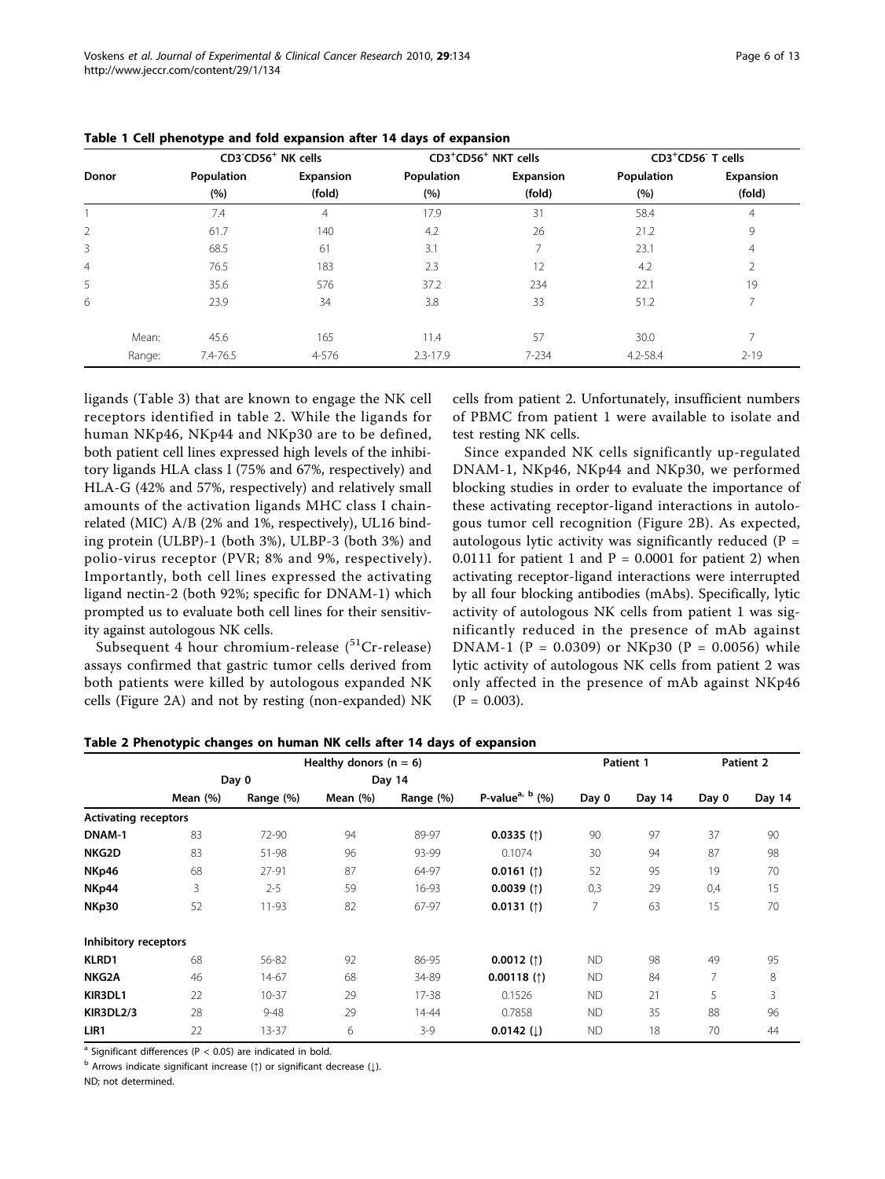**Table 1 Cell phenotype and fold expansion after 14 days of expansion**

| Donor | | CD3⁻CD56⁺ NK cells | | CD3⁺CD56⁺ NKT cells | | CD3⁺CD56⁻ T cells | |
|---|---|---|---|---|---|---|---|
| | | Population (%) | Expansion (fold) | Population (%) | Expansion (fold) | Population (%) | Expansion (fold) |
| 1 | | 7.4 | 4 | 17.9 | 31 | 58.4 | 4 |
| 2 | | 61.7 | 140 | 4.2 | 26 | 21.2 | 9 |
| 3 | | 68.5 | 61 | 3.1 | 7 | 23.1 | 4 |
| 4 | | 76.5 | 183 | 2.3 | 12 | 4.2 | 2 |
| 5 | | 35.6 | 576 | 37.2 | 234 | 22.1 | 19 |
| 6 | | 23.9 | 34 | 3.8 | 33 | 51.2 | 7 |
| | Mean: | 45.6 | 165 | 11.4 | 57 | 30.0 | 7 |
| | Range: | 7.4-76.5 | 4-576 | 2.3-17.9 | 7-234 | 4.2-58.4 | 2-19 |

ligands (Table 3) that are known to engage the NK cell receptors identified in table 2. While the ligands for human NKp46, NKp44 and NKp30 are to be defined, both patient cell lines expressed high levels of the inhibitory ligands HLA class I (75% and 67%, respectively) and HLA-G (42% and 57%, respectively) and relatively small amounts of the activation ligands MHC class I chain-related (MIC) A/B (2% and 1%, respectively), UL16 binding protein (ULBP)-1 (both 3%), ULBP-3 (both 3%) and polio-virus receptor (PVR; 8% and 9%, respectively). Importantly, both cell lines expressed the activating ligand nectin-2 (both 92%; specific for DNAM-1) which prompted us to evaluate both cell lines for their sensitivity against autologous NK cells.

Subsequent 4 hour chromium-release ($^{51}$Cr-release) assays confirmed that gastric tumor cells derived from both patients were killed by autologous expanded NK cells (Figure 2A) and not by resting (non-expanded) NK cells from patient 2. Unfortunately, insufficient numbers of PBMC from patient 1 were available to isolate and test resting NK cells.

Since expanded NK cells significantly up-regulated DNAM-1, NKp46, NKp44 and NKp30, we performed blocking studies in order to evaluate the importance of these activating receptor-ligand interactions in autologous tumor cell recognition (Figure 2B). As expected, autologous lytic activity was significantly reduced ($P = 0.0111$ for patient 1 and $P = 0.0001$ for patient 2) when activating receptor-ligand interactions were interrupted by all four blocking antibodies (mAbs). Specifically, lytic activity of autologous NK cells from patient 1 was significantly reduced in the presence of mAb against DNAM-1 ($P = 0.0309$) or NKp30 ($P = 0.0056$) while lytic activity of autologous NK cells from patient 2 was only affected in the presence of mAb against NKp46 ($P = 0.003$).

**Table 2 Phenotypic changes on human NK cells after 14 days of expansion**

| | Healthy donors (n = 6) | | | | | Patient 1 | | Patient 2 | |
|---|---|---|---|---|---|---|---|---|---|
| | Day 0 | | Day 14 | | | | | | |
| | Mean (%) | Range (%) | Mean (%) | Range (%) | P-value[a, b] (%) | Day 0 | Day 14 | Day 0 | Day 14 |
| **Activating receptors** | | | | | | | | | |
| **DNAM-1** | 83 | 72-90 | 94 | 89-97 | **0.0335 (↑)** | 90 | 97 | 37 | 90 |
| **NKG2D** | 83 | 51-98 | 96 | 93-99 | 0.1074 | 30 | 94 | 87 | 98 |
| **NKp46** | 68 | 27-91 | 87 | 64-97 | **0.0161 (↑)** | 52 | 95 | 19 | 70 |
| **NKp44** | 3 | 2-5 | 59 | 16-93 | **0.0039 (↑)** | 0,3 | 29 | 0,4 | 15 |
| **NKp30** | 52 | 11-93 | 82 | 67-97 | **0.0131 (↑)** | 7 | 63 | 15 | 70 |
| **Inhibitory receptors** | | | | | | | | | |
| **KLRD1** | 68 | 56-82 | 92 | 86-95 | **0.0012 (↑)** | ND | 98 | 49 | 95 |
| **NKG2A** | 46 | 14-67 | 68 | 34-89 | **0.00118 (↑)** | ND | 84 | 7 | 8 |
| **KIR3DL1** | 22 | 10-37 | 29 | 17-38 | 0.1526 | ND | 21 | 5 | 3 |
| **KIR3DL2/3** | 28 | 9-48 | 29 | 14-44 | 0.7858 | ND | 35 | 88 | 96 |
| **LIR1** | 22 | 13-37 | 6 | 3-9 | **0.0142 (↓)** | ND | 18 | 70 | 44 |

[a] Significant differences ($P < 0.05$) are indicated in bold.

[b] Arrows indicate significant increase (↑) or significant decrease (↓).

ND; not determined.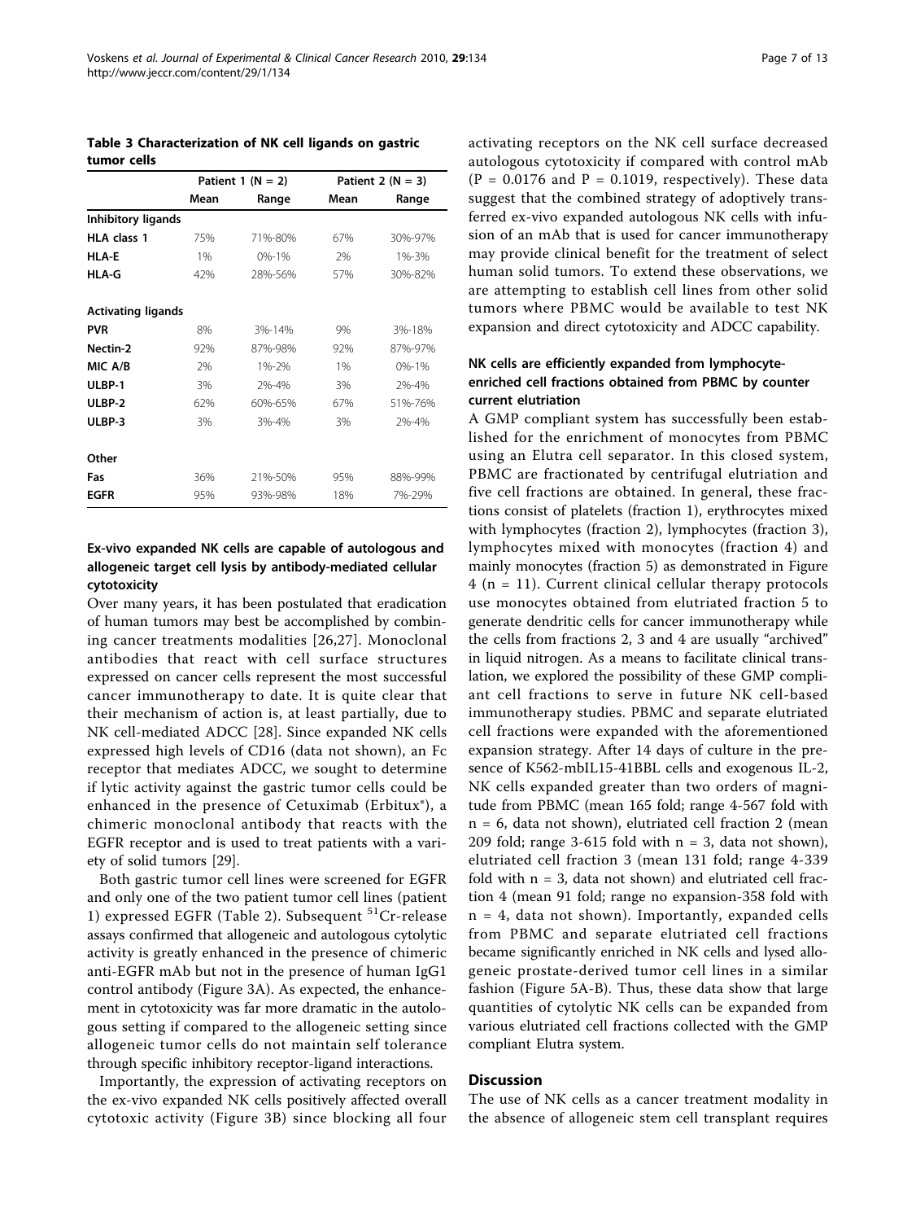**Table 3 Characterization of NK cell ligands on gastric tumor cells**

| | Patient 1 (N = 2) | | Patient 2 (N = 3) | |
|---|---|---|---|---|
| | Mean | Range | Mean | Range |
| **Inhibitory ligands** | | | | |
| **HLA class 1** | 75% | 71%-80% | 67% | 30%-97% |
| **HLA-E** | 1% | 0%-1% | 2% | 1%-3% |
| **HLA-G** | 42% | 28%-56% | 57% | 30%-82% |
| **Activating ligands** | | | | |
| **PVR** | 8% | 3%-14% | 9% | 3%-18% |
| **Nectin-2** | 92% | 87%-98% | 92% | 87%-97% |
| **MIC A/B** | 2% | 1%-2% | 1% | 0%-1% |
| **ULBP-1** | 3% | 2%-4% | 3% | 2%-4% |
| **ULBP-2** | 62% | 60%-65% | 67% | 51%-76% |
| **ULBP-3** | 3% | 3%-4% | 3% | 2%-4% |
| **Other** | | | | |
| **Fas** | 36% | 21%-50% | 95% | 88%-99% |
| **EGFR** | 95% | 93%-98% | 18% | 7%-29% |

### Ex-vivo expanded NK cells are capable of autologous and allogeneic target cell lysis by antibody-mediated cellular cytotoxicity

Over many years, it has been postulated that eradication of human tumors may best be accomplished by combining cancer treatments modalities [26,27]. Monoclonal antibodies that react with cell surface structures expressed on cancer cells represent the most successful cancer immunotherapy to date. It is quite clear that their mechanism of action is, at least partially, due to NK cell-mediated ADCC [28]. Since expanded NK cells expressed high levels of CD16 (data not shown), an Fc receptor that mediates ADCC, we sought to determine if lytic activity against the gastric tumor cells could be enhanced in the presence of Cetuximab (Erbitux®), a chimeric monoclonal antibody that reacts with the EGFR receptor and is used to treat patients with a variety of solid tumors [29].

Both gastric tumor cell lines were screened for EGFR and only one of the two patient tumor cell lines (patient 1) expressed EGFR (Table 2). Subsequent $^{51}$Cr-release assays confirmed that allogeneic and autologous cytolytic activity is greatly enhanced in the presence of chimeric anti-EGFR mAb but not in the presence of human IgG1 control antibody (Figure 3A). As expected, the enhancement in cytotoxicity was far more dramatic in the autologous setting if compared to the allogeneic setting since allogeneic tumor cells do not maintain self tolerance through specific inhibitory receptor-ligand interactions.

Importantly, the expression of activating receptors on the ex-vivo expanded NK cells positively affected overall cytotoxic activity (Figure 3B) since blocking all four activating receptors on the NK cell surface decreased autologous cytotoxicity if compared with control mAb ($P = 0.0176$ and $P = 0.1019$, respectively). These data suggest that the combined strategy of adoptively transferred ex-vivo expanded autologous NK cells with infusion of an mAb that is used for cancer immunotherapy may provide clinical benefit for the treatment of select human solid tumors. To extend these observations, we are attempting to establish cell lines from other solid tumors where PBMC would be available to test NK expansion and direct cytotoxicity and ADCC capability.

### NK cells are efficiently expanded from lymphocyte-enriched cell fractions obtained from PBMC by counter current elutriation

A GMP compliant system has successfully been established for the enrichment of monocytes from PBMC using an Elutra cell separator. In this closed system, PBMC are fractionated by centrifugal elutriation and five cell fractions are obtained. In general, these fractions consist of platelets (fraction 1), erythrocytes mixed with lymphocytes (fraction 2), lymphocytes (fraction 3), lymphocytes mixed with monocytes (fraction 4) and mainly monocytes (fraction 5) as demonstrated in Figure 4 (n = 11). Current clinical cellular therapy protocols use monocytes obtained from elutriated fraction 5 to generate dendritic cells for cancer immunotherapy while the cells from fractions 2, 3 and 4 are usually "archived" in liquid nitrogen. As a means to facilitate clinical translation, we explored the possibility of these GMP compliant cell fractions to serve in future NK cell-based immunotherapy studies. PBMC and separate elutriated cell fractions were expanded with the aforementioned expansion strategy. After 14 days of culture in the presence of K562-mbIL15-41BBL cells and exogenous IL-2, NK cells expanded greater than two orders of magnitude from PBMC (mean 165 fold; range 4-567 fold with n = 6, data not shown), elutriated cell fraction 2 (mean 209 fold; range 3-615 fold with n = 3, data not shown), elutriated cell fraction 3 (mean 131 fold; range 4-339 fold with n = 3, data not shown) and elutriated cell fraction 4 (mean 91 fold; range no expansion-358 fold with n = 4, data not shown). Importantly, expanded cells from PBMC and separate elutriated cell fractions became significantly enriched in NK cells and lysed allogeneic prostate-derived tumor cell lines in a similar fashion (Figure 5A-B). Thus, these data show that large quantities of cytolytic NK cells can be expanded from various elutriated cell fractions collected with the GMP compliant Elutra system.

## Discussion

The use of NK cells as a cancer treatment modality in the absence of allogeneic stem cell transplant requires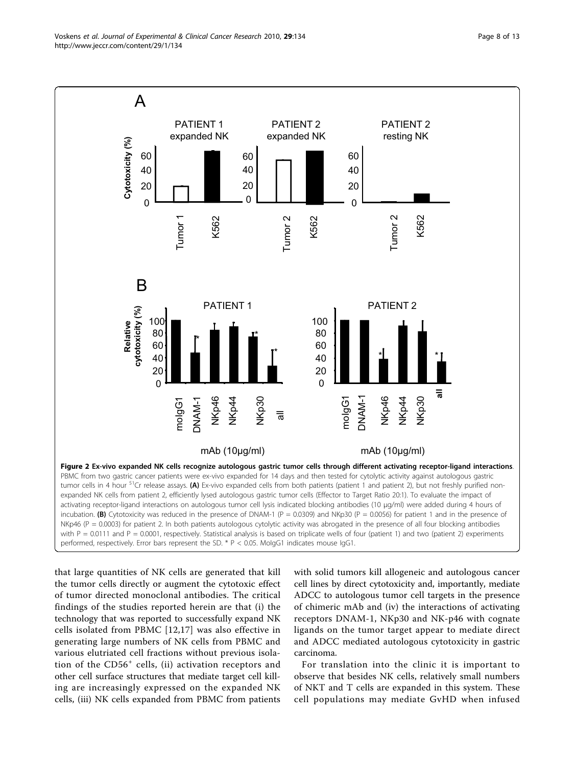**Figure 2 Ex-vivo expanded NK cells recognize autologous gastric tumor cells through different activating receptor-ligand interactions**. PBMC from two gastric cancer patients were ex-vivo expanded for 14 days and then tested for cytolytic activity against autologous gastric tumor cells in 4 hour $^{51}$Cr release assays. **(A)** Ex-vivo expanded cells from both patients (patient 1 and patient 2), but not freshly purified non-expanded NK cells from patient 2, efficiently lysed autologous gastric tumor cells (Effector to Target Ratio 20:1). To evaluate the impact of activating receptor-ligand interactions on autologous tumor cell lysis indicated blocking antibodies (10 μg/ml) were added during 4 hours of incubation. **(B)** Cytotoxicity was reduced in the presence of DNAM-1 ($P = 0.0309$) and NKp30 ($P = 0.0056$) for patient 1 and in the presence of NKp46 ($P = 0.0003$) for patient 2. In both patients autologous cytolytic activity was abrogated in the presence of all four blocking antibodies with $P = 0.0111$ and $P = 0.0001$, respectively. Statistical analysis is based on triplicate wells of four (patient 1) and two (patient 2) experiments performed, respectively. Error bars represent the SD. * $P < 0.05$. MoIgG1 indicates mouse IgG1.

that large quantities of NK cells are generated that kill the tumor cells directly or augment the cytotoxic effect of tumor directed monoclonal antibodies. The critical findings of the studies reported herein are that (i) the technology that was reported to successfully expand NK cells isolated from PBMC [12,17] was also effective in generating large numbers of NK cells from PBMC and various elutriated cell fractions without previous isolation of the CD56$^{+}$ cells, (ii) activation receptors and other cell surface structures that mediate target cell killing are increasingly expressed on the expanded NK cells, (iii) NK cells expanded from PBMC from patients with solid tumors kill allogeneic and autologous cancer cell lines by direct cytotoxicity and, importantly, mediate ADCC to autologous tumor cell targets in the presence of chimeric mAb and (iv) the interactions of activating receptors DNAM-1, NKp30 and NK-p46 with cognate ligands on the tumor target appear to mediate direct and ADCC mediated autologous cytotoxicity in gastric carcinoma.

For translation into the clinic it is important to observe that besides NK cells, relatively small numbers of NKT and T cells are expanded in this system. These cell populations may mediate GvHD when infused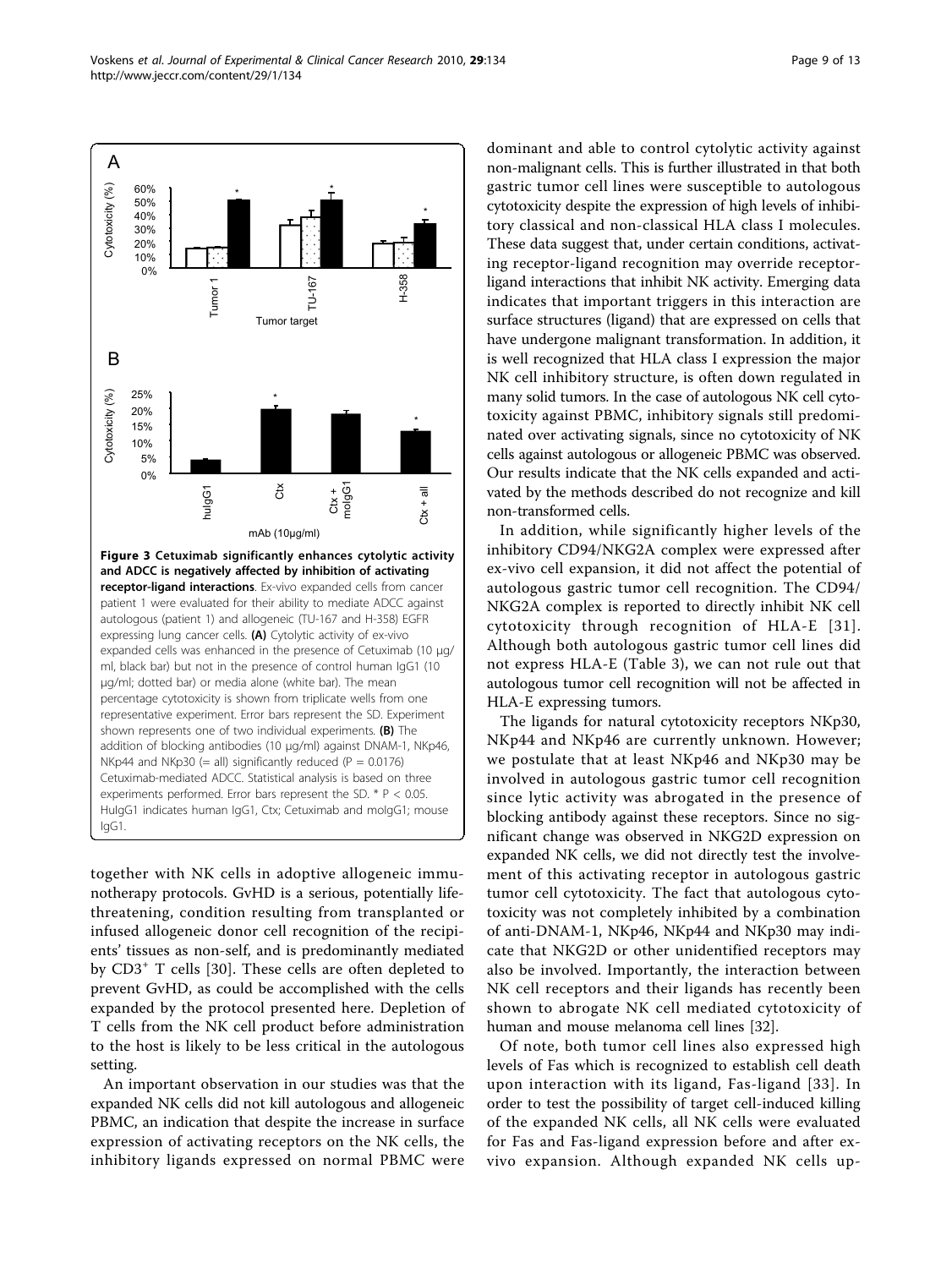**Figure 3 Cetuximab significantly enhances cytolytic activity and ADCC is negatively affected by inhibition of activating receptor-ligand interactions**. Ex-vivo expanded cells from cancer patient 1 were evaluated for their ability to mediate ADCC against autologous (patient 1) and allogeneic (TU-167 and H-358) EGFR expressing lung cancer cells. **(A)** Cytolytic activity of ex-vivo expanded cells was enhanced in the presence of Cetuximab (10 μg/ml, black bar) but not in the presence of control human IgG1 (10 μg/ml; dotted bar) or media alone (white bar). The mean percentage cytotoxicity is shown from triplicate wells from one representative experiment. Error bars represent the SD. Experiment shown represents one of two individual experiments. **(B)** The addition of blocking antibodies (10 μg/ml) against DNAM-1, NKp46, NKp44 and NKp30 (= all) significantly reduced ($P = 0.0176$) Cetuximab-mediated ADCC. Statistical analysis is based on three experiments performed. Error bars represent the SD. * $P < 0.05$. HuIgG1 indicates human IgG1, Ctx; Cetuximab and moIgG1; mouse IgG1.

together with NK cells in adoptive allogeneic immunotherapy protocols. GvHD is a serious, potentially life-threatening, condition resulting from transplanted or infused allogeneic donor cell recognition of the recipients' tissues as non-self, and is predominantly mediated by $CD3^+$ T cells [30]. These cells are often depleted to prevent GvHD, as could be accomplished with the cells expanded by the protocol presented here. Depletion of T cells from the NK cell product before administration to the host is likely to be less critical in the autologous setting.

An important observation in our studies was that the expanded NK cells did not kill autologous and allogeneic PBMC, an indication that despite the increase in surface expression of activating receptors on the NK cells, the inhibitory ligands expressed on normal PBMC were dominant and able to control cytolytic activity against non-malignant cells. This is further illustrated in that both gastric tumor cell lines were susceptible to autologous cytotoxicity despite the expression of high levels of inhibitory classical and non-classical HLA class I molecules. These data suggest that, under certain conditions, activating receptor-ligand recognition may override receptor-ligand interactions that inhibit NK activity. Emerging data indicates that important triggers in this interaction are surface structures (ligand) that are expressed on cells that have undergone malignant transformation. In addition, it is well recognized that HLA class I expression the major NK cell inhibitory structure, is often down regulated in many solid tumors. In the case of autologous NK cell cytotoxicity against PBMC, inhibitory signals still predominated over activating signals, since no cytotoxicity of NK cells against autologous or allogeneic PBMC was observed. Our results indicate that the NK cells expanded and activated by the methods described do not recognize and kill non-transformed cells.

In addition, while significantly higher levels of the inhibitory CD94/NKG2A complex were expressed after ex-vivo cell expansion, it did not affect the potential of autologous gastric tumor cell recognition. The CD94/NKG2A complex is reported to directly inhibit NK cell cytotoxicity through recognition of HLA-E [31]. Although both autologous gastric tumor cell lines did not express HLA-E (Table 3), we can not rule out that autologous tumor cell recognition will not be affected in HLA-E expressing tumors.

The ligands for natural cytotoxicity receptors NKp30, NKp44 and NKp46 are currently unknown. However; we postulate that at least NKp46 and NKp30 may be involved in autologous gastric tumor cell recognition since lytic activity was abrogated in the presence of blocking antibody against these receptors. Since no significant change was observed in NKG2D expression on expanded NK cells, we did not directly test the involvement of this activating receptor in autologous gastric tumor cell cytotoxicity. The fact that autologous cytotoxicity was not completely inhibited by a combination of anti-DNAM-1, NKp46, NKp44 and NKp30 may indicate that NKG2D or other unidentified receptors may also be involved. Importantly, the interaction between NK cell receptors and their ligands has recently been shown to abrogate NK cell mediated cytotoxicity of human and mouse melanoma cell lines [32].

Of note, both tumor cell lines also expressed high levels of Fas which is recognized to establish cell death upon interaction with its ligand, Fas-ligand [33]. In order to test the possibility of target cell-induced killing of the expanded NK cells, all NK cells were evaluated for Fas and Fas-ligand expression before and after ex-vivo expansion. Although expanded NK cells up-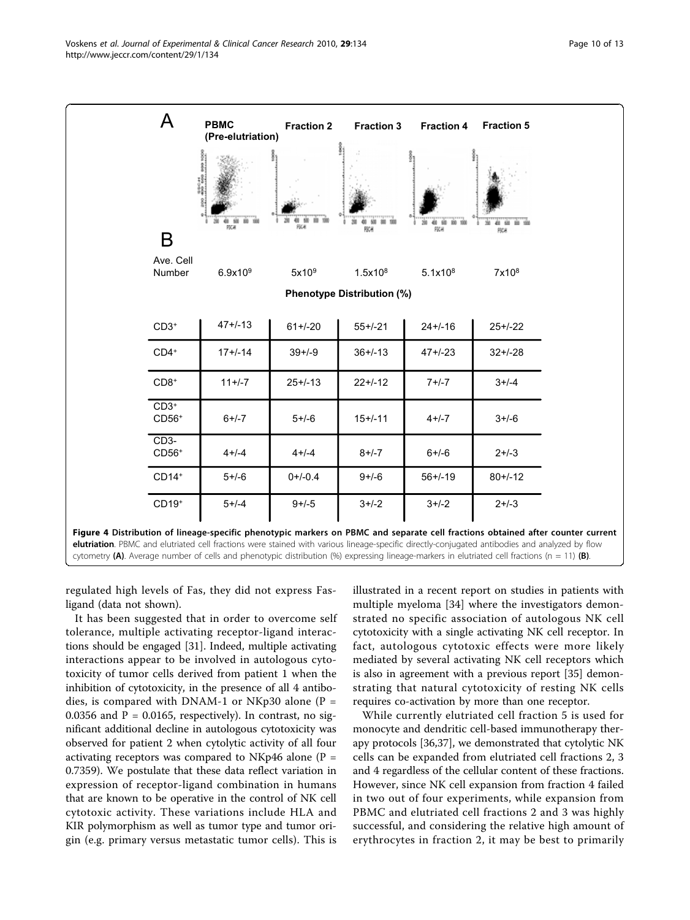A

| | PBMC (Pre-elutriation) | Fraction 2 | Fraction 3 | Fraction 4 | Fraction 5 |
|---|---|---|---|---|---|

B

| | PBMC (Pre-elutriation) | Fraction 2 | Fraction 3 | Fraction 4 | Fraction 5 |
|---|---|---|---|---|---|
| Ave. Cell Number | $6.9 \times 10^9$ | $5 \times 10^9$ | $1.5 \times 10^8$ | $5.1 \times 10^8$ | $7 \times 10^8$ |
| **Phenotype Distribution (%)** | | | | | |
| $CD3^+$ | 47+/-13 | 61+/-20 | 55+/-21 | 24+/-16 | 25+/-22 |
| $CD4^+$ | 17+/-14 | 39+/-9 | 36+/-13 | 47+/-23 | 32+/-28 |
| $CD8^+$ | 11+/-7 | 25+/-13 | 22+/-12 | 7+/-7 | 3+/-4 |
| $CD3^+$ $CD56^+$ | 6+/-7 | 5+/-6 | 15+/-11 | 4+/-7 | 3+/-6 |
| CD3- $CD56^+$ | 4+/-4 | 4+/-4 | 8+/-7 | 6+/-6 | 2+/-3 |
| $CD14^+$ | 5+/-6 | 0+/-0.4 | 9+/-6 | 56+/-19 | 80+/-12 |
| $CD19^+$ | 5+/-4 | 9+/-5 | 3+/-2 | 3+/-2 | 2+/-3 |

**Figure 4 Distribution of lineage-specific phenotypic markers on PBMC and separate cell fractions obtained after counter current elutriation**. PBMC and elutriated cell fractions were stained with various lineage-specific directly-conjugated antibodies and analyzed by flow cytometry **(A)**. Average number of cells and phenotypic distribution (%) expressing lineage-markers in elutriated cell fractions (n = 11) **(B)**.

regulated high levels of Fas, they did not express Fas-ligand (data not shown).

It has been suggested that in order to overcome self tolerance, multiple activating receptor-ligand interactions should be engaged [31]. Indeed, multiple activating interactions appear to be involved in autologous cytotoxicity of tumor cells derived from patient 1 when the inhibition of cytotoxicity, in the presence of all 4 antibodies, is compared with DNAM-1 or NKp30 alone ($P = 0.0356$ and $P = 0.0165$, respectively). In contrast, no significant additional decline in autologous cytotoxicity was observed for patient 2 when cytolytic activity of all four activating receptors was compared to NKp46 alone ($P = 0.7359$). We postulate that these data reflect variation in expression of receptor-ligand combination in humans that are known to be operative in the control of NK cell cytotoxic activity. These variations include HLA and KIR polymorphism as well as tumor type and tumor origin (e.g. primary versus metastatic tumor cells). This is illustrated in a recent report on studies in patients with multiple myeloma [34] where the investigators demonstrated no specific association of autologous NK cell cytotoxicity with a single activating NK cell receptor. In fact, autologous cytotoxic effects were more likely mediated by several activating NK cell receptors which is also in agreement with a previous report [35] demonstrating that natural cytotoxicity of resting NK cells requires co-activation by more than one receptor.

While currently elutriated cell fraction 5 is used for monocyte and dendritic cell-based immunotherapy therapy protocols [36,37], we demonstrated that cytolytic NK cells can be expanded from elutriated cell fractions 2, 3 and 4 regardless of the cellular content of these fractions. However, since NK cell expansion from fraction 4 failed in two out of four experiments, while expansion from PBMC and elutriated cell fractions 2 and 3 was highly successful, and considering the relative high amount of erythrocytes in fraction 2, it may be best to primarily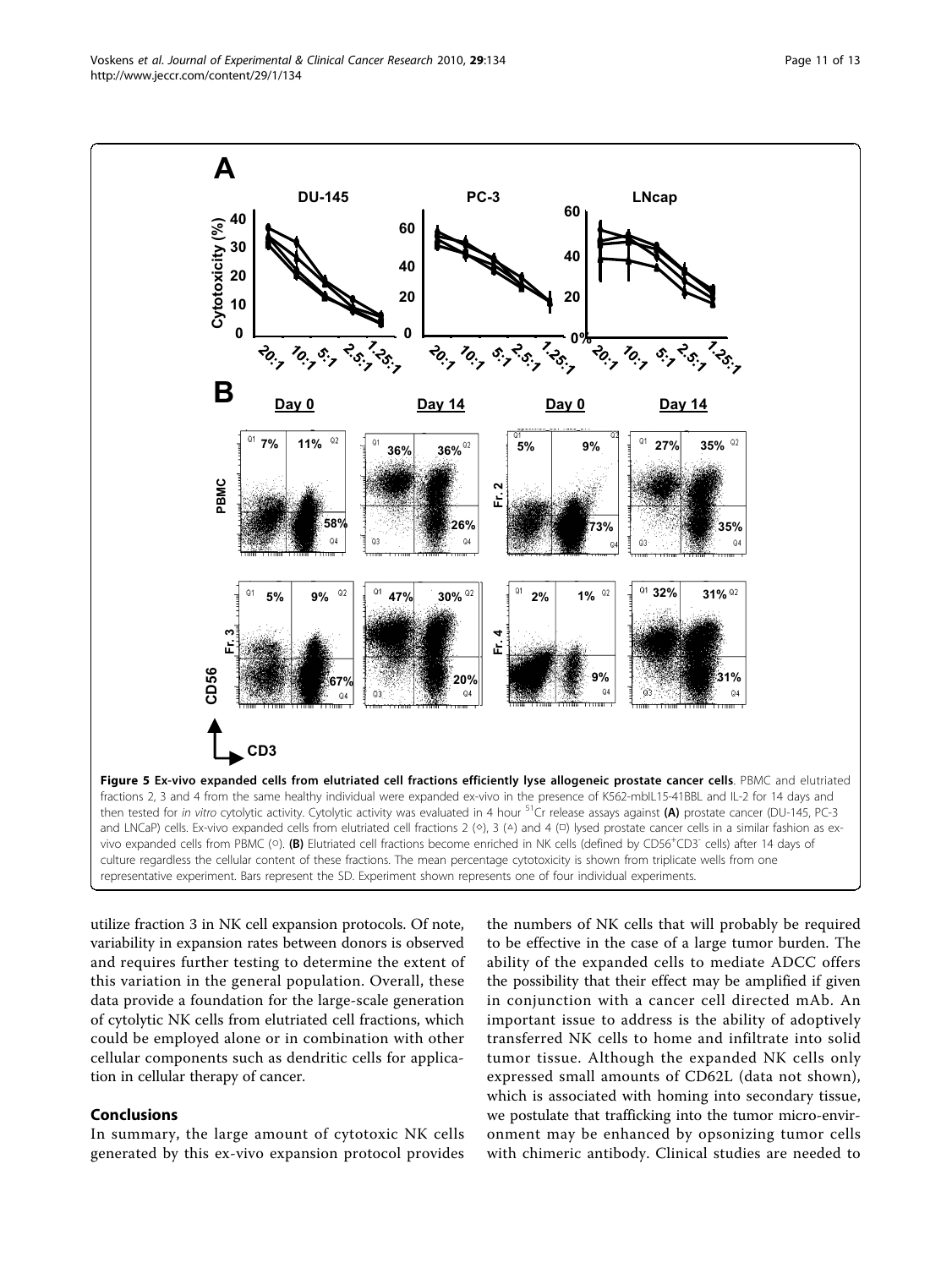**Figure 5 Ex-vivo expanded cells from elutriated cell fractions efficiently lyse allogeneic prostate cancer cells**. PBMC and elutriated fractions 2, 3 and 4 from the same healthy individual were expanded ex-vivo in the presence of K562-mbIL15-41BBL and IL-2 for 14 days and then tested for *in vitro* cytolytic activity. Cytolytic activity was evaluated in 4 hour $^{51}Cr$ release assays against **(A)** prostate cancer (DU-145, PC-3 and LNCaP) cells. Ex-vivo expanded cells from elutriated cell fractions 2 (◇), 3 (△) and 4 (□) lysed prostate cancer cells in a similar fashion as ex-vivo expanded cells from PBMC (○). **(B)** Elutriated cell fractions become enriched in NK cells (defined by $CD56^{+}CD3^{-}$ cells) after 14 days of culture regardless the cellular content of these fractions. The mean percentage cytotoxicity is shown from triplicate wells from one representative experiment. Bars represent the SD. Experiment shown represents one of four individual experiments.

utilize fraction 3 in NK cell expansion protocols. Of note, variability in expansion rates between donors is observed and requires further testing to determine the extent of this variation in the general population. Overall, these data provide a foundation for the large-scale generation of cytolytic NK cells from elutriated cell fractions, which could be employed alone or in combination with other cellular components such as dendritic cells for application in cellular therapy of cancer.

## Conclusions

In summary, the large amount of cytotoxic NK cells generated by this ex-vivo expansion protocol provides the numbers of NK cells that will probably be required to be effective in the case of a large tumor burden. The ability of the expanded cells to mediate ADCC offers the possibility that their effect may be amplified if given in conjunction with a cancer cell directed mAb. An important issue to address is the ability of adoptively transferred NK cells to home and infiltrate into solid tumor tissue. Although the expanded NK cells only expressed small amounts of CD62L (data not shown), which is associated with homing into secondary tissue, we postulate that trafficking into the tumor micro-environment may be enhanced by opsonizing tumor cells with chimeric antibody. Clinical studies are needed to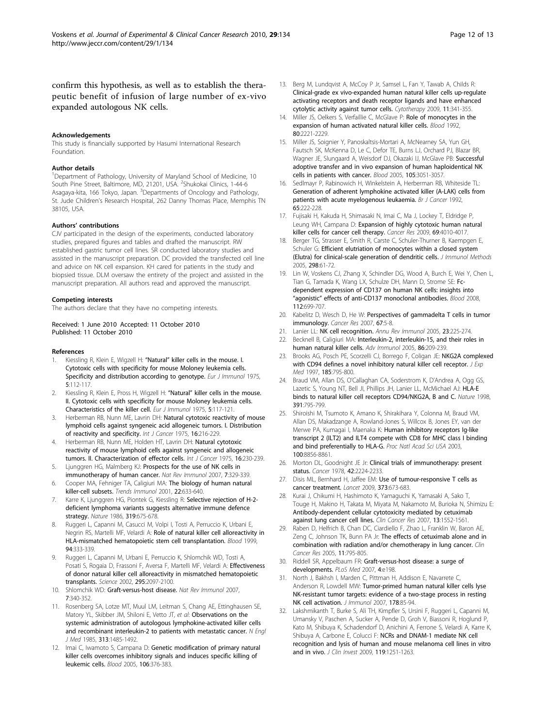confirm this hypothesis, as well as to establish the therapeutic benefit of infusion of large number of ex-vivo expanded autologous NK cells.

#### Acknowledgements

This study is financially supported by Hasumi International Research Foundation.

#### Author details

[1]Department of Pathology, University of Maryland School of Medicine, 10 South Pine Street, Baltimore, MD, 21201, USA. [2]Shukokai Clinics, 1-44-6 Asagaya-kita, 166 Tokyo, Japan. [3]Departments of Oncology and Pathology, St. Jude Children's Research Hospital, 262 Danny Thomas Place, Memphis TN 38105, USA.

#### Authors' contributions

CJV participated in the design of the experiments, conducted laboratory studies, prepared figures and tables and drafted the manuscript. RW established gastric tumor cell lines. SR conducted laboratory studies and assisted in the manuscript preparation. DC provided the transfected cell line and advice on NK cell expansion. KH cared for patients in the study and biopsied tissue. DLM oversaw the entirety of the project and assisted in the manuscript preparation. All authors read and approved the manuscript.

#### Competing interests

The authors declare that they have no competing interests.

Received: 1 June 2010 Accepted: 11 October 2010
Published: 11 October 2010

#### References

1. Kiessling R, Klein E, Wigzell H: **"Natural" killer cells in the mouse. I. Cytotoxic cells with specificity for mouse Moloney leukemia cells. Specificity and distribution according to genotype.** *Eur J Immunol* 1975, **5**:112-117.
2. Kiessling R, Klein E, Pross H, Wigzell H: **"Natural" killer cells in the mouse. II. Cytotoxic cells with specificity for mouse Moloney leukemia cells. Characteristics of the killer cell.** *Eur J Immunol* 1975, **5**:117-121.
3. Herberman RB, Nunn ME, Lavrin DH: **Natural cytotoxic reactivity of mouse lymphoid cells against syngeneic acid allogeneic tumors. I. Distribution of reactivity and specificity.** *Int J Cancer* 1975, **16**:216-229.
4. Herberman RB, Nunn ME, Holden HT, Lavrin DH: **Natural cytotoxic reactivity of mouse lymphoid cells against syngeneic and allogeneic tumors. II. Characterization of effector cells.** *Int J Cancer* 1975, **16**:230-239.
5. Ljunggren HG, Malmberg KJ: **Prospects for the use of NK cells in immunotherapy of human cancer.** *Nat Rev Immunol* 2007, **7**:329-339.
6. Cooper MA, Fehniger TA, Caligiuri MA: **The biology of human natural killer-cell subsets.** *Trends Immunol* 2001, **22**:633-640.
7. Karre K, Ljunggren HG, Piontek G, Kiessling R: **Selective rejection of H-2-deficient lymphoma variants suggests alternative immune defence strategy.** *Nature* 1986, **319**:675-678.
8. Ruggeri L, Capanni M, Casucci M, Volpi I, Tosti A, Perruccio K, Urbani E, Negrin RS, Martelli MF, Velardi A: **Role of natural killer cell alloreactivity in HLA-mismatched hematopoietic stem cell transplantation.** *Blood* 1999, **94**:333-339.
9. Ruggeri L, Capanni M, Urbani E, Perruccio K, Shlomchik WD, Tosti A, Posati S, Rogaia D, Frassoni F, Aversa F, Martelli MF, Velardi A: **Effectiveness of donor natural killer cell alloreactivity in mismatched hematopoietic transplants.** *Science* 2002, **295**:2097-2100.
10. Shlomchik WD: **Graft-versus-host disease.** *Nat Rev Immunol* 2007, **7**:340-352.
11. Rosenberg SA, Lotze MT, Muul LM, Leitman S, Chang AE, Ettinghausen SE, Matory YL, Skibber JM, Shiloni E, Vetto JT, *et al*: **Observations on the systemic administration of autologous lymphokine-activated killer cells and recombinant interleukin-2 to patients with metastatic cancer.** *N Engl J Med* 1985, **313**:1485-1492.
12. Imai C, Iwamoto S, Campana D: **Genetic modification of primary natural killer cells overcomes inhibitory signals and induces specific killing of leukemic cells.** *Blood* 2005, **106**:376-383.
13. Berg M, Lundqvist A, McCoy P Jr, Samsel L, Fan Y, Tawab A, Childs R: **Clinical-grade ex vivo-expanded human natural killer cells up-regulate activating receptors and death receptor ligands and have enhanced cytolytic activity against tumor cells.** *Cytotherapy* 2009, **11**:341-355.
14. Miller JS, Oelkers S, Verfaillie C, McGlave P: **Role of monocytes in the expansion of human activated natural killer cells.** *Blood* 1992, **80**:2221-2229.
15. Miller JS, Soignier Y, Panoskaltsis-Mortari A, McNearney SA, Yun GH, Fautsch SK, McKenna D, Le C, Defor TE, Burns LJ, Orchard PJ, Blazar BR, Wagner JE, Slungaard A, Weisdorf DJ, Okazaki IJ, McGlave PB: **Successful adoptive transfer and in vivo expansion of human haploidentical NK cells in patients with cancer.** *Blood* 2005, **105**:3051-3057.
16. Sedlmayr P, Rabinowich H, Winkelstein A, Herberman RB, Whiteside TL: **Generation of adherent lymphokine activated killer (A-LAK) cells from patients with acute myelogenous leukaemia.** *Br J Cancer* 1992, **65**:222-228.
17. Fujisaki H, Kakuda H, Shimasaki N, Imai C, Ma J, Lockey T, Eldridge P, Leung WH, Campana D: **Expansion of highly cytotoxic human natural killer cells for cancer cell therapy.** *Cancer Res* 2009, **69**:4010-4017.
18. Berger TG, Strasser E, Smith R, Carste C, Schuler-Thurner B, Kaempgen E, Schuler G: **Efficient elutriation of monocytes within a closed system (Elutra) for clinical-scale generation of dendritic cells.** *J Immunol Methods* 2005, **298**:61-72.
19. Lin W, Voskens CJ, Zhang X, Schindler DG, Wood A, Burch E, Wei Y, Chen L, Tian G, Tamada K, Wang LX, Schulze DH, Mann D, Strome SE: **Fc-dependent expression of CD137 on human NK cells: insights into "agonistic" effects of anti-CD137 monoclonal antibodies.** *Blood* 2008, **112**:699-707.
20. Kabelitz D, Wesch D, He W: **Perspectives of gammadelta T cells in tumor immunology.** *Cancer Res* 2007, **67**:5-8.
21. Lanier LL: **NK cell recognition.** *Annu Rev Immunol* 2005, **23**:225-274.
22. Becknell B, Caligiuri MA: **Interleukin-2, interleukin-15, and their roles in human natural killer cells.** *Adv Immunol* 2005, **86**:209-239.
23. Brooks AG, Posch PE, Scorzelli CJ, Borrego F, Coligan JE: **NKG2A complexed with CD94 defines a novel inhibitory natural killer cell receptor.** *J Exp Med* 1997, **185**:795-800.
24. Braud VM, Allan DS, O'Callaghan CA, Soderstrom K, D'Andrea A, Ogg GS, Lazetic S, Young NT, Bell JI, Phillips JH, Lanier LL, McMichael AJ: **HLA-E binds to natural killer cell receptors CD94/NKG2A, B and C.** *Nature* 1998, **391**:795-799.
25. Shiroishi M, Tsumoto K, Amano K, Shirakihara Y, Colonna M, Braud VM, Allan DS, Makadzange A, Rowland-Jones S, Willcox B, Jones EY, van der Merwe PA, Kumagai I, Maenaka K: **Human inhibitory receptors Ig-like transcript 2 (ILT2) and ILT4 compete with CD8 for MHC class I binding and bind preferentially to HLA-G.** *Proc Natl Acad Sci USA* 2003, **100**:8856-8861.
26. Morton DL, Goodnight JE Jr: **Clinical trials of immunotherapy: present status.** *Cancer* 1978, **42**:2224-2233.
27. Disis ML, Bernhard H, Jaffee EM: **Use of tumour-responsive T cells as cancer treatment.** *Lancet* 2009, **373**:673-683.
28. Kurai J, Chikumi H, Hashimoto K, Yamaguchi K, Yamasaki A, Sako T, Touge H, Makino H, Takata M, Miyata M, Nakamoto M, Burioka N, Shimizu E: **Antibody-dependent cellular cytotoxicity mediated by cetuximab against lung cancer cell lines.** *Clin Cancer Res* 2007, **13**:1552-1561.
29. Raben D, Helfrich B, Chan DC, Ciardiello F, Zhao L, Franklin W, Baron AE, Zeng C, Johnson TK, Bunn PA Jr: **The effects of cetuximab alone and in combination with radiation and/or chemotherapy in lung cancer.** *Clin Cancer Res* 2005, **11**:795-805.
30. Riddell SR, Appelbaum FR: **Graft-versus-host disease: a surge of developments.** *PLoS Med* 2007, **4**:e198.
31. North J, Bakhsh I, Marden C, Pittman H, Addison E, Navarrete C, Anderson R, Lowdell MW: **Tumor-primed human natural killer cells lyse NK-resistant tumor targets: evidence of a two-stage process in resting NK cell activation.** *J Immunol* 2007, **178**:85-94.
32. Lakshmikanth T, Burke S, Ali TH, Kimpfler S, Ursini F, Ruggeri L, Capanni M, Umansky V, Paschen A, Sucker A, Pende D, Groh V, Biassoni R, Hoglund P, Kato M, Shibuya K, Schadendorf D, Anichini A, Ferrone S, Velardi A, Karre K, Shibuya A, Carbone E, Colucci F: **NCRs and DNAM-1 mediate NK cell recognition and lysis of human and mouse melanoma cell lines in vitro and in vivo.** *J Clin Invest* 2009, **119**:1251-1263.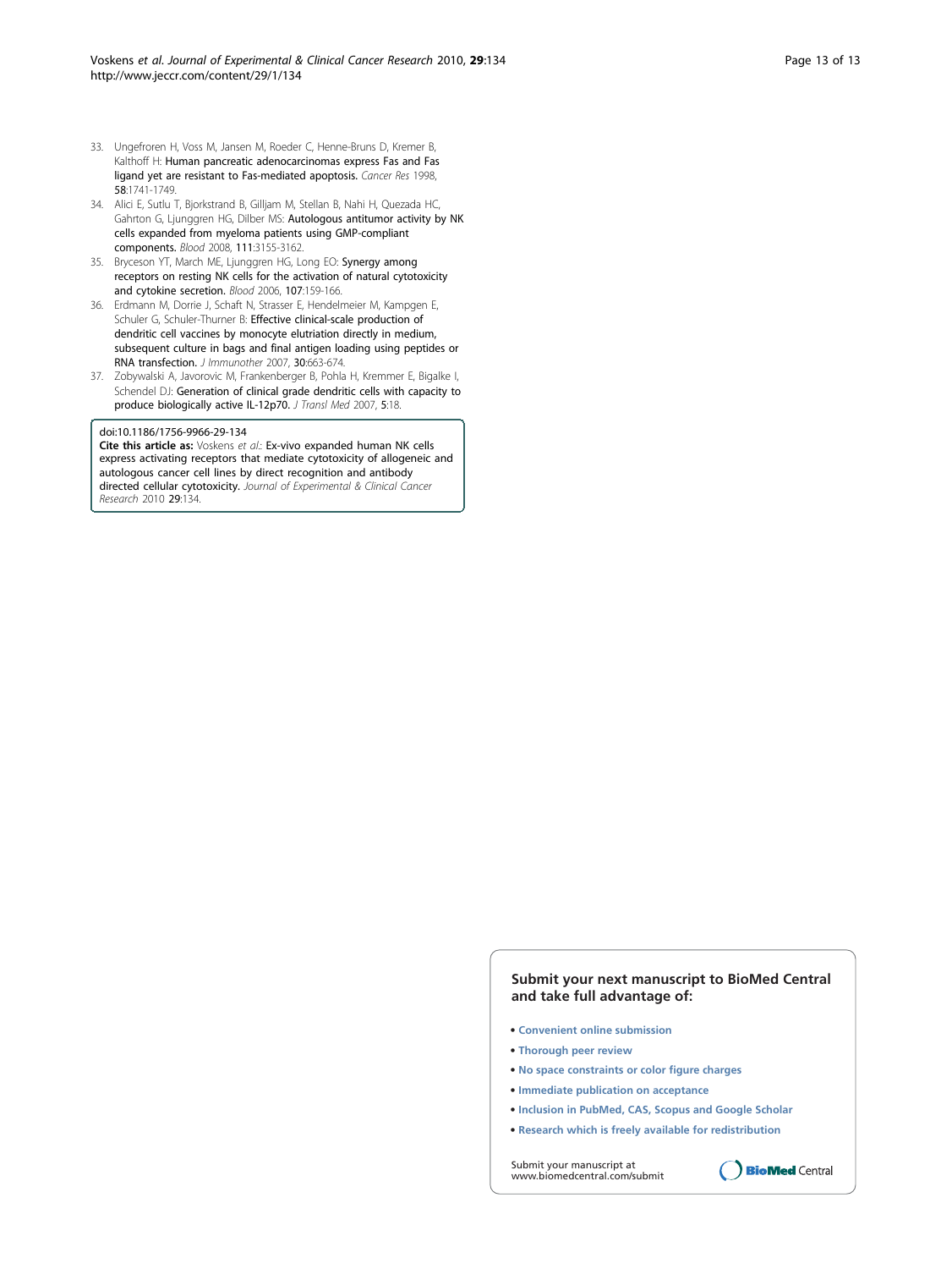33. Ungefroren H, Voss M, Jansen M, Roeder C, Henne-Bruns D, Kremer B, Kalthoff H: **Human pancreatic adenocarcinomas express Fas and Fas ligand yet are resistant to Fas-mediated apoptosis.** *Cancer Res* 1998, **58**:1741-1749.
34. Alici E, Sutlu T, Bjorkstrand B, Gilljam M, Stellan B, Nahi H, Quezada HC, Gahrton G, Ljunggren HG, Dilber MS: **Autologous antitumor activity by NK cells expanded from myeloma patients using GMP-compliant components.** *Blood* 2008, **111**:3155-3162.
35. Bryceson YT, March ME, Ljunggren HG, Long EO: **Synergy among receptors on resting NK cells for the activation of natural cytotoxicity and cytokine secretion.** *Blood* 2006, **107**:159-166.
36. Erdmann M, Dorrie J, Schaft N, Strasser E, Hendelmeier M, Kampgen E, Schuler G, Schuler-Thurner B: **Effective clinical-scale production of dendritic cell vaccines by monocyte elutriation directly in medium, subsequent culture in bags and final antigen loading using peptides or RNA transfection.** *J Immunother* 2007, **30**:663-674.
37. Zobywalski A, Javorovic M, Frankenberger B, Pohla H, Kremmer E, Bigalke I, Schendel DJ: **Generation of clinical grade dendritic cells with capacity to produce biologically active IL-12p70.** *J Transl Med* 2007, **5**:18.

doi:10.1186/1756-9966-29-134

**Cite this article as:** Voskens *et al.*: Ex-vivo expanded human NK cells express activating receptors that mediate cytotoxicity of allogeneic and autologous cancer cell lines by direct recognition and antibody directed cellular cytotoxicity. *Journal of Experimental & Clinical Cancer Research* 2010 **29**:134.

**Submit your next manuscript to BioMed Central and take full advantage of:**

- Convenient online submission
- Thorough peer review
- No space constraints or color figure charges
- Immediate publication on acceptance
- Inclusion in PubMed, CAS, Scopus and Google Scholar
- Research which is freely available for redistribution

Submit your manuscript at
www.biomedcentral.com/submit

BioMed Central